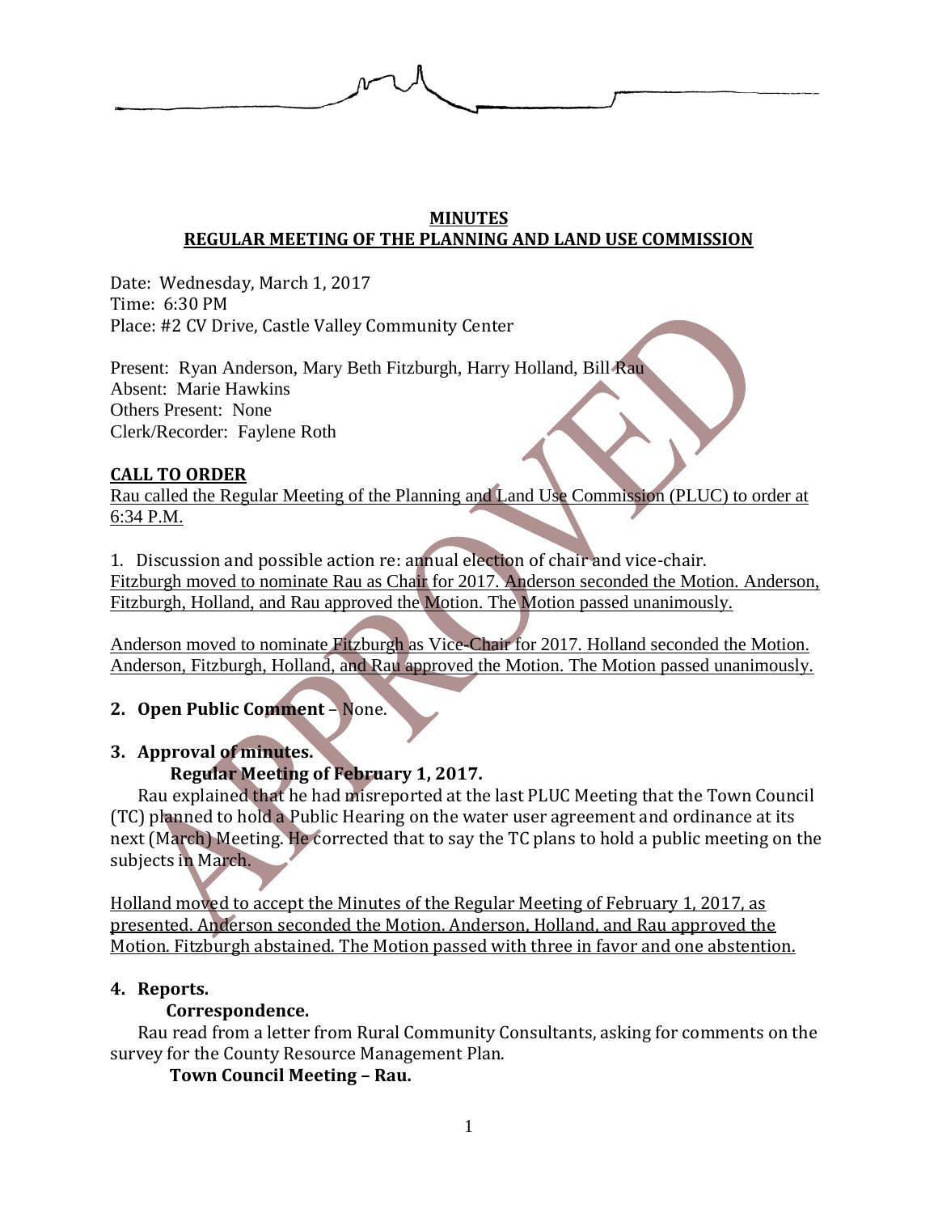**MINUTES**
**REGULAR MEETING OF THE PLANNING AND LAND USE COMMISSION**

Date: Wednesday, March 1, 2017
Time: 6:30 PM
Place: #2 CV Drive, Castle Valley Community Center

Present: Ryan Anderson, Mary Beth Fitzburgh, Harry Holland, Bill Rau
Absent: Marie Hawkins
Others Present: None
Clerk/Recorder: Faylene Roth

**CALL TO ORDER**

Rau called the Regular Meeting of the Planning and Land Use Commission (PLUC) to order at 6:34 P.M.

1. Discussion and possible action re: annual election of chair and vice-chair.

Fitzburgh moved to nominate Rau as Chair for 2017. Anderson seconded the Motion. Anderson, Fitzburgh, Holland, and Rau approved the Motion. The Motion passed unanimously.

Anderson moved to nominate Fitzburgh as Vice-Chair for 2017. Holland seconded the Motion. Anderson, Fitzburgh, Holland, and Rau approved the Motion. The Motion passed unanimously.

2. **Open Public Comment** – None.

3. **Approval of minutes.**

**Regular Meeting of February 1, 2017.**

Rau explained that he had misreported at the last PLUC Meeting that the Town Council (TC) planned to hold a Public Hearing on the water user agreement and ordinance at its next (March) Meeting. He corrected that to say the TC plans to hold a public meeting on the subjects in March.

Holland moved to accept the Minutes of the Regular Meeting of February 1, 2017, as presented. Anderson seconded the Motion. Anderson, Holland, and Rau approved the Motion. Fitzburgh abstained. The Motion passed with three in favor and one abstention.

4. **Reports.**

**Correspondence.**

Rau read from a letter from Rural Community Consultants, asking for comments on the survey for the County Resource Management Plan.

**Town Council Meeting – Rau.**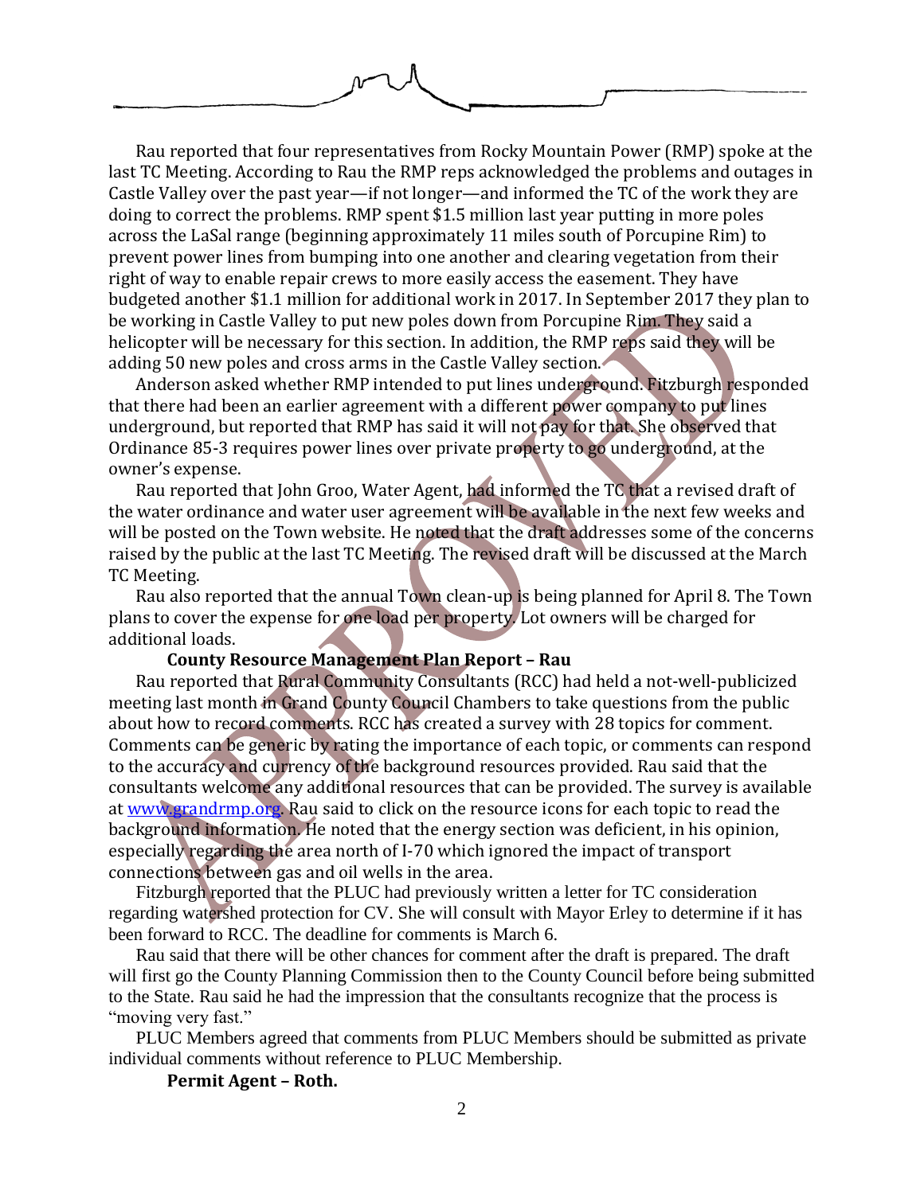Rau reported that four representatives from Rocky Mountain Power (RMP) spoke at the last TC Meeting. According to Rau the RMP reps acknowledged the problems and outages in Castle Valley over the past year—if not longer—and informed the TC of the work they are doing to correct the problems. RMP spent $1.5 million last year putting in more poles across the LaSal range (beginning approximately 11 miles south of Porcupine Rim) to prevent power lines from bumping into one another and clearing vegetation from their right of way to enable repair crews to more easily access the easement. They have budgeted another $1.1 million for additional work in 2017. In September 2017 they plan to be working in Castle Valley to put new poles down from Porcupine Rim. They said a helicopter will be necessary for this section. In addition, the RMP reps said they will be adding 50 new poles and cross arms in the Castle Valley section.

Anderson asked whether RMP intended to put lines underground. Fitzburgh responded that there had been an earlier agreement with a different power company to put lines underground, but reported that RMP has said it will not pay for that. She observed that Ordinance 85-3 requires power lines over private property to go underground, at the owner's expense.

Rau reported that John Groo, Water Agent, had informed the TC that a revised draft of the water ordinance and water user agreement will be available in the next few weeks and will be posted on the Town website. He noted that the draft addresses some of the concerns raised by the public at the last TC Meeting. The revised draft will be discussed at the March TC Meeting.

Rau also reported that the annual Town clean-up is being planned for April 8. The Town plans to cover the expense for one load per property. Lot owners will be charged for additional loads.

**County Resource Management Plan Report – Rau**

Rau reported that Rural Community Consultants (RCC) had held a not-well-publicized meeting last month in Grand County Council Chambers to take questions from the public about how to record comments. RCC has created a survey with 28 topics for comment. Comments can be generic by rating the importance of each topic, or comments can respond to the accuracy and currency of the background resources provided. Rau said that the consultants welcome any additional resources that can be provided. The survey is available at www.grandrmp.org. Rau said to click on the resource icons for each topic to read the background information. He noted that the energy section was deficient, in his opinion, especially regarding the area north of I-70 which ignored the impact of transport connections between gas and oil wells in the area.

Fitzburgh reported that the PLUC had previously written a letter for TC consideration regarding watershed protection for CV. She will consult with Mayor Erley to determine if it has been forward to RCC. The deadline for comments is March 6.

Rau said that there will be other chances for comment after the draft is prepared. The draft will first go the County Planning Commission then to the County Council before being submitted to the State. Rau said he had the impression that the consultants recognize that the process is "moving very fast."

PLUC Members agreed that comments from PLUC Members should be submitted as private individual comments without reference to PLUC Membership.

**Permit Agent – Roth.**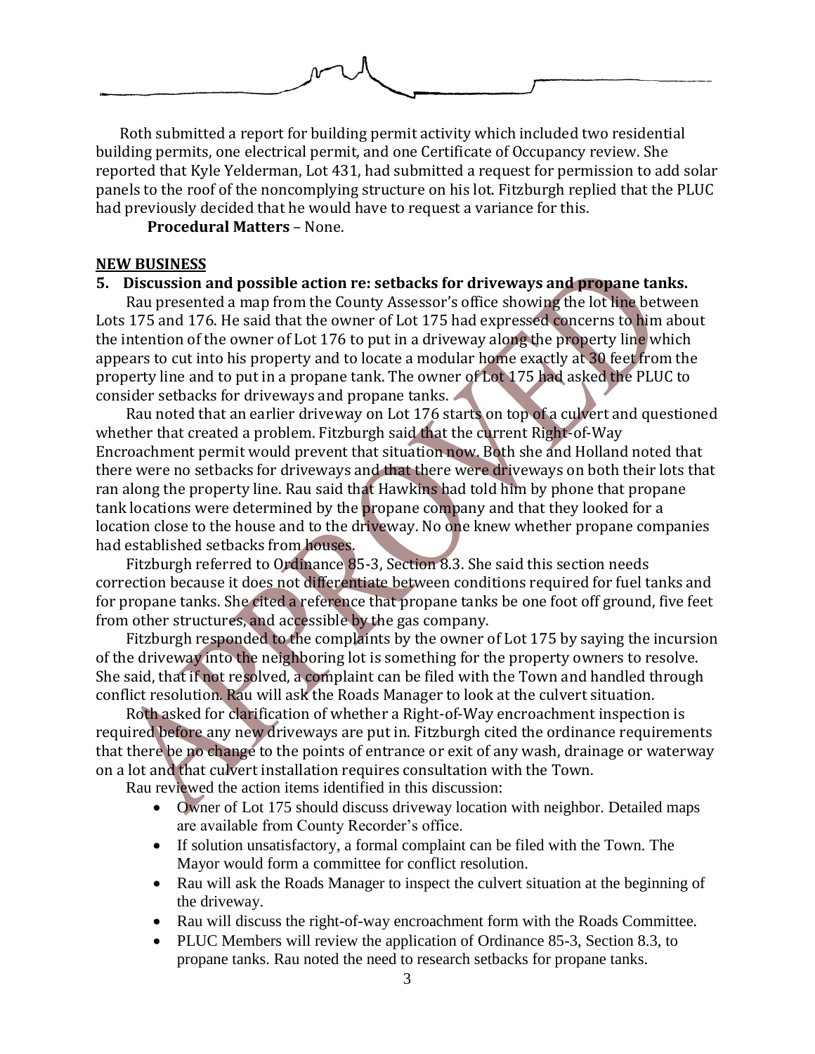Roth submitted a report for building permit activity which included two residential building permits, one electrical permit, and one Certificate of Occupancy review. She reported that Kyle Yelderman, Lot 431, had submitted a request for permission to add solar panels to the roof of the noncomplying structure on his lot. Fitzburgh replied that the PLUC had previously decided that he would have to request a variance for this.

**Procedural Matters** – None.

## NEW BUSINESS

### 5. Discussion and possible action re: setbacks for driveways and propane tanks.

Rau presented a map from the County Assessor's office showing the lot line between Lots 175 and 176. He said that the owner of Lot 175 had expressed concerns to him about the intention of the owner of Lot 176 to put in a driveway along the property line which appears to cut into his property and to locate a modular home exactly at 30 feet from the property line and to put in a propane tank. The owner of Lot 175 had asked the PLUC to consider setbacks for driveways and propane tanks.

Rau noted that an earlier driveway on Lot 176 starts on top of a culvert and questioned whether that created a problem. Fitzburgh said that the current Right-of-Way Encroachment permit would prevent that situation now. Both she and Holland noted that there were no setbacks for driveways and that there were driveways on both their lots that ran along the property line. Rau said that Hawkins had told him by phone that propane tank locations were determined by the propane company and that they looked for a location close to the house and to the driveway. No one knew whether propane companies had established setbacks from houses.

Fitzburgh referred to Ordinance 85-3, Section 8.3. She said this section needs correction because it does not differentiate between conditions required for fuel tanks and for propane tanks. She cited a reference that propane tanks be one foot off ground, five feet from other structures, and accessible by the gas company.

Fitzburgh responded to the complaints by the owner of Lot 175 by saying the incursion of the driveway into the neighboring lot is something for the property owners to resolve. She said, that if not resolved, a complaint can be filed with the Town and handled through conflict resolution. Rau will ask the Roads Manager to look at the culvert situation.

Roth asked for clarification of whether a Right-of-Way encroachment inspection is required before any new driveways are put in. Fitzburgh cited the ordinance requirements that there be no change to the points of entrance or exit of any wash, drainage or waterway on a lot and that culvert installation requires consultation with the Town.

Rau reviewed the action items identified in this discussion:

- Owner of Lot 175 should discuss driveway location with neighbor. Detailed maps are available from County Recorder's office.
- If solution unsatisfactory, a formal complaint can be filed with the Town. The Mayor would form a committee for conflict resolution.
- Rau will ask the Roads Manager to inspect the culvert situation at the beginning of the driveway.
- Rau will discuss the right-of-way encroachment form with the Roads Committee.
- PLUC Members will review the application of Ordinance 85-3, Section 8.3, to propane tanks. Rau noted the need to research setbacks for propane tanks.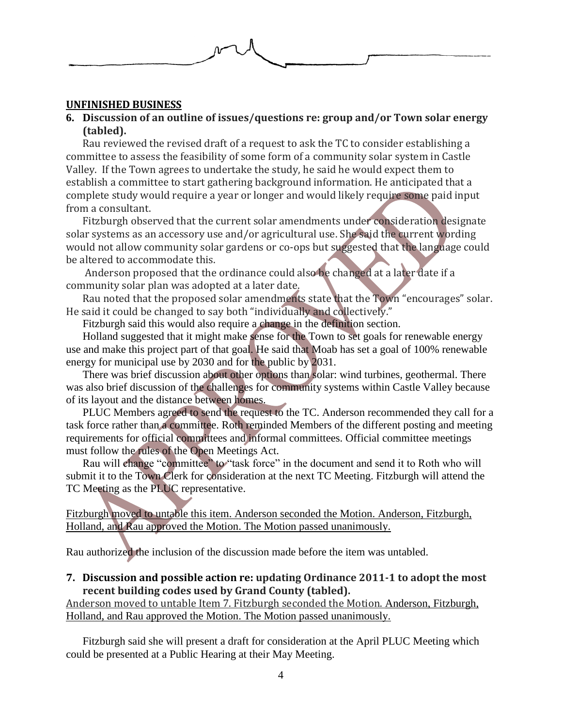## UNFINISHED BUSINESS

### 6. Discussion of an outline of issues/questions re: group and/or Town solar energy (tabled).

Rau reviewed the revised draft of a request to ask the TC to consider establishing a committee to assess the feasibility of some form of a community solar system in Castle Valley. If the Town agrees to undertake the study, he said he would expect them to establish a committee to start gathering background information. He anticipated that a complete study would require a year or longer and would likely require some paid input from a consultant.

Fitzburgh observed that the current solar amendments under consideration designate solar systems as an accessory use and/or agricultural use. She said the current wording would not allow community solar gardens or co-ops but suggested that the language could be altered to accommodate this.

Anderson proposed that the ordinance could also be changed at a later date if a community solar plan was adopted at a later date.

Rau noted that the proposed solar amendments state that the Town "encourages" solar. He said it could be changed to say both "individually and collectively."

Fitzburgh said this would also require a change in the definition section.

Holland suggested that it might make sense for the Town to set goals for renewable energy use and make this project part of that goal. He said that Moab has set a goal of 100% renewable energy for municipal use by 2030 and for the public by 2031.

There was brief discussion about other options than solar: wind turbines, geothermal. There was also brief discussion of the challenges for community systems within Castle Valley because of its layout and the distance between homes.

PLUC Members agreed to send the request to the TC. Anderson recommended they call for a task force rather than a committee. Roth reminded Members of the different posting and meeting requirements for official committees and informal committees. Official committee meetings must follow the rules of the Open Meetings Act.

Rau will change "committee" to "task force" in the document and send it to Roth who will submit it to the Town Clerk for consideration at the next TC Meeting. Fitzburgh will attend the TC Meeting as the PLUC representative.

Fitzburgh moved to untable this item. Anderson seconded the Motion. Anderson, Fitzburgh, Holland, and Rau approved the Motion. The Motion passed unanimously.

Rau authorized the inclusion of the discussion made before the item was untabled.

### 7. Discussion and possible action re: updating Ordinance 2011-1 to adopt the most recent building codes used by Grand County (tabled).

Anderson moved to untable Item 7. Fitzburgh seconded the Motion. Anderson, Fitzburgh, Holland, and Rau approved the Motion. The Motion passed unanimously.

Fitzburgh said she will present a draft for consideration at the April PLUC Meeting which could be presented at a Public Hearing at their May Meeting.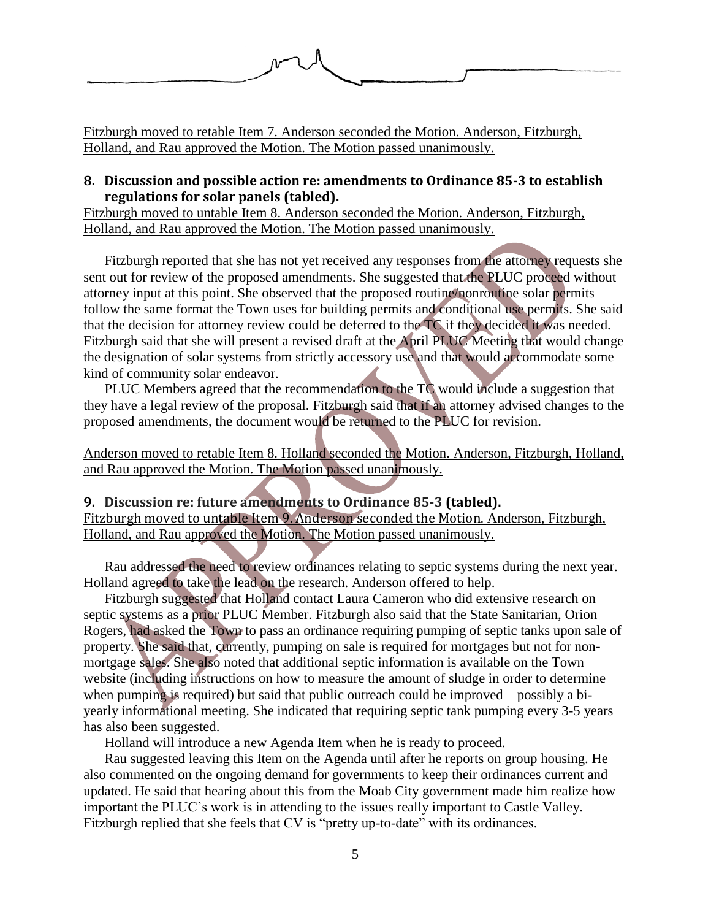Fitzburgh moved to retable Item 7. Anderson seconded the Motion. Anderson, Fitzburgh, Holland, and Rau approved the Motion. The Motion passed unanimously.

### 8. Discussion and possible action re: amendments to Ordinance 85-3 to establish regulations for solar panels (tabled).

Fitzburgh moved to untable Item 8. Anderson seconded the Motion. Anderson, Fitzburgh, Holland, and Rau approved the Motion. The Motion passed unanimously.

Fitzburgh reported that she has not yet received any responses from the attorney requests she sent out for review of the proposed amendments. She suggested that the PLUC proceed without attorney input at this point. She observed that the proposed routine/nonroutine solar permits follow the same format the Town uses for building permits and conditional use permits. She said that the decision for attorney review could be deferred to the TC if they decided it was needed. Fitzburgh said that she will present a revised draft at the April PLUC Meeting that would change the designation of solar systems from strictly accessory use and that would accommodate some kind of community solar endeavor.

PLUC Members agreed that the recommendation to the TC would include a suggestion that they have a legal review of the proposal. Fitzburgh said that if an attorney advised changes to the proposed amendments, the document would be returned to the PLUC for revision.

Anderson moved to retable Item 8. Holland seconded the Motion. Anderson, Fitzburgh, Holland, and Rau approved the Motion. The Motion passed unanimously.

### 9. Discussion re: future amendments to Ordinance 85-3 (tabled).

Fitzburgh moved to untable Item 9. Anderson seconded the Motion. Anderson, Fitzburgh, Holland, and Rau approved the Motion. The Motion passed unanimously.

Rau addressed the need to review ordinances relating to septic systems during the next year. Holland agreed to take the lead on the research. Anderson offered to help.

Fitzburgh suggested that Holland contact Laura Cameron who did extensive research on septic systems as a prior PLUC Member. Fitzburgh also said that the State Sanitarian, Orion Rogers, had asked the Town to pass an ordinance requiring pumping of septic tanks upon sale of property. She said that, currently, pumping on sale is required for mortgages but not for non-mortgage sales. She also noted that additional septic information is available on the Town website (including instructions on how to measure the amount of sludge in order to determine when pumping is required) but said that public outreach could be improved—possibly a bi-yearly informational meeting. She indicated that requiring septic tank pumping every 3-5 years has also been suggested.

Holland will introduce a new Agenda Item when he is ready to proceed.

Rau suggested leaving this Item on the Agenda until after he reports on group housing. He also commented on the ongoing demand for governments to keep their ordinances current and updated. He said that hearing about this from the Moab City government made him realize how important the PLUC's work is in attending to the issues really important to Castle Valley. Fitzburgh replied that she feels that CV is "pretty up-to-date" with its ordinances.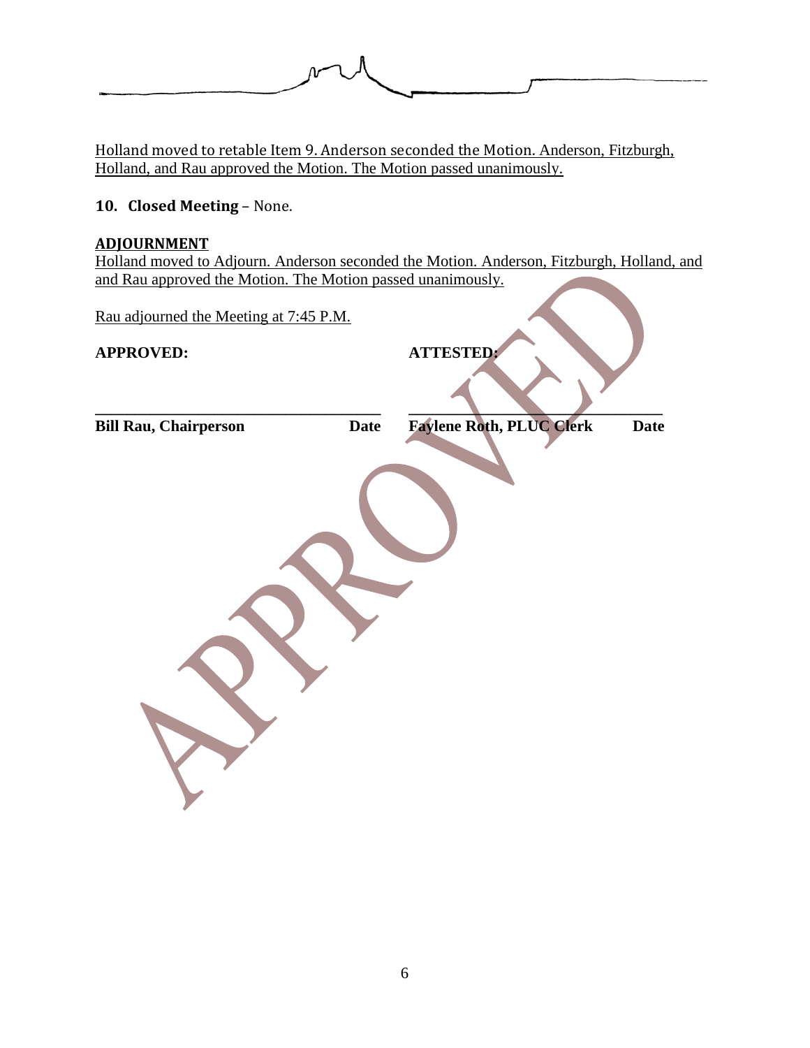Holland moved to retable Item 9. Anderson seconded the Motion. Anderson, Fitzburgh, Holland, and Rau approved the Motion. The Motion passed unanimously.

**10. Closed Meeting** – None.

**ADJOURNMENT**

Holland moved to Adjourn. Anderson seconded the Motion. Anderson, Fitzburgh, Holland, and and Rau approved the Motion. The Motion passed unanimously.

Rau adjourned the Meeting at 7:45 P.M.

**APPROVED:**

_______________________________________

**Bill Rau, Chairperson** **Date**

**ATTESTED:**

_______________________________________

**Faylene Roth, PLUC Clerk** **Date**

APPROVED